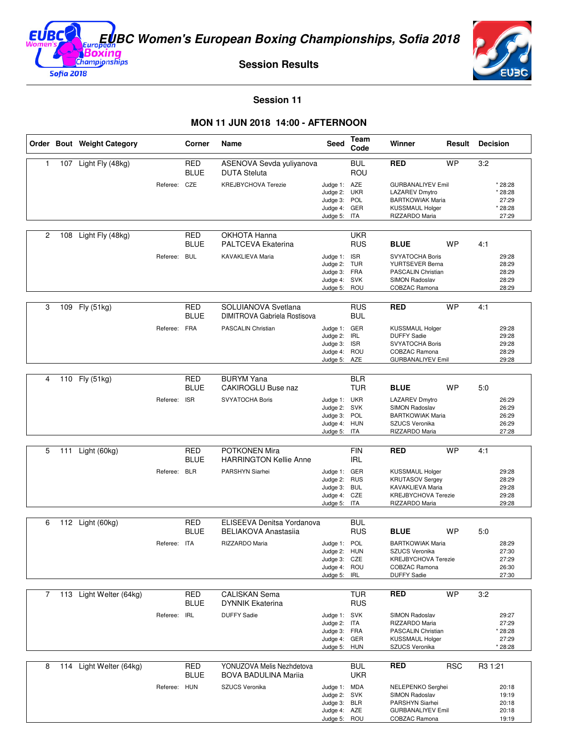# EUBC Women's European Boxing Championships, Sofia 2018

## Session Results

### Session 11

### MON 11 JUN 2018 14:00 - AFTERNOON

| Order | Bout | Weight Category | Corner | Name | Seed | Team Code | Winner | Result | Decision |
|---|---|---|---|---|---|---|---|---|---|
| 1 | 107 | Light Fly (48kg) | RED | ASENOVA Sevda yuliyanova | | BUL | **RED** | WP | 3:2 |
| | | | BLUE | DUTA Steluta | | ROU | | | |
| | | Referee: | CZE | KREJBYCHOVA Terezie | Judge 1: | AZE | GURBANALIYEV Emil | | * 28:28 |
| | | | | | Judge 2: | UKR | LAZAREV Dmytro | | * 28:28 |
| | | | | | Judge 3: | POL | BARTKOWIAK Maria | | 27:29 |
| | | | | | Judge 4: | GER | KUSSMAUL Holger | | * 28:28 |
| | | | | | Judge 5: | ITA | RIZZARDO Maria | | 27:29 |
| 2 | 108 | Light Fly (48kg) | RED | OKHOTA Hanna | | UKR | | | |
| | | | BLUE | PALTCEVA Ekaterina | | RUS | **BLUE** | WP | 4:1 |
| | | Referee: | BUL | KAVAKLIEVA Maria | Judge 1: | ISR | SVYATOCHA Boris | | 29:28 |
| | | | | | Judge 2: | TUR | YURTSEVER Berna | | 28:29 |
| | | | | | Judge 3: | FRA | PASCALIN Christian | | 28:29 |
| | | | | | Judge 4: | SVK | SIMON Radoslav | | 28:29 |
| | | | | | Judge 5: | ROU | COBZAC Ramona | | 28:29 |
| 3 | 109 | Fly (51kg) | RED | SOLUIANOVA Svetlana | | RUS | **RED** | WP | 4:1 |
| | | | BLUE | DIMITROVA Gabriela Rostisova | | BUL | | | |
| | | Referee: | FRA | PASCALIN Christian | Judge 1: | GER | KUSSMAUL Holger | | 29:28 |
| | | | | | Judge 2: | IRL | DUFFY Sadie | | 29:28 |
| | | | | | Judge 3: | ISR | SVYATOCHA Boris | | 29:28 |
| | | | | | Judge 4: | ROU | COBZAC Ramona | | 28:29 |
| | | | | | Judge 5: | AZE | GURBANALIYEV Emil | | 29:28 |
| 4 | 110 | Fly (51kg) | RED | BURYM Yana | | BLR | | | |
| | | | BLUE | CAKIROGLU Buse naz | | TUR | **BLUE** | WP | 5:0 |
| | | Referee: | ISR | SVYATOCHA Boris | Judge 1: | UKR | LAZAREV Dmytro | | 26:29 |
| | | | | | Judge 2: | SVK | SIMON Radoslav | | 26:29 |
| | | | | | Judge 3: | POL | BARTKOWIAK Maria | | 26:29 |
| | | | | | Judge 4: | HUN | SZUCS Veronika | | 26:29 |
| | | | | | Judge 5: | ITA | RIZZARDO Maria | | 27:28 |
| 5 | 111 | Light (60kg) | RED | POTKONEN Mira | | FIN | **RED** | WP | 4:1 |
| | | | BLUE | HARRINGTON Kellie Anne | | IRL | | | |
| | | Referee: | BLR | PARSHYN Siarhei | Judge 1: | GER | KUSSMAUL Holger | | 29:28 |
| | | | | | Judge 2: | RUS | KRUTASOV Sergey | | 28:29 |
| | | | | | Judge 3: | BUL | KAVAKLIEVA Maria | | 29:28 |
| | | | | | Judge 4: | CZE | KREJBYCHOVA Terezie | | 29:28 |
| | | | | | Judge 5: | ITA | RIZZARDO Maria | | 29:28 |
| 6 | 112 | Light (60kg) | RED | ELISEEVA Denitsa Yordanova | | BUL | | | |
| | | | BLUE | BELIAKOVA Anastasiia | | RUS | **BLUE** | WP | 5:0 |
| | | Referee: | ITA | RIZZARDO Maria | Judge 1: | POL | BARTKOWIAK Maria | | 28:29 |
| | | | | | Judge 2: | HUN | SZUCS Veronika | | 27:30 |
| | | | | | Judge 3: | CZE | KREJBYCHOVA Terezie | | 27:29 |
| | | | | | Judge 4: | ROU | COBZAC Ramona | | 26:30 |
| | | | | | Judge 5: | IRL | DUFFY Sadie | | 27:30 |
| 7 | 113 | Light Welter (64kg) | RED | CALISKAN Sema | | TUR | **RED** | WP | 3:2 |
| | | | BLUE | DYNNIK Ekaterina | | RUS | | | |
| | | Referee: | IRL | DUFFY Sadie | Judge 1: | SVK | SIMON Radoslav | | 29:27 |
| | | | | | Judge 2: | ITA | RIZZARDO Maria | | 27:29 |
| | | | | | Judge 3: | FRA | PASCALIN Christian | | * 28:28 |
| | | | | | Judge 4: | GER | KUSSMAUL Holger | | 27:29 |
| | | | | | Judge 5: | HUN | SZUCS Veronika | | * 28:28 |
| 8 | 114 | Light Welter (64kg) | RED | YONUZOVA Melis Nezhdetova | | BUL | **RED** | RSC | R3 1:21 |
| | | | BLUE | BOVA BADULINA Mariia | | UKR | | | |
| | | Referee: | HUN | SZUCS Veronika | Judge 1: | MDA | NELEPENKO Serghei | | 20:18 |
| | | | | | Judge 2: | SVK | SIMON Radoslav | | 19:19 |
| | | | | | Judge 3: | BLR | PARSHYN Siarhei | | 20:18 |
| | | | | | Judge 4: | AZE | GURBANALIYEV Emil | | 20:18 |
| | | | | | Judge 5: | ROU | COBZAC Ramona | | 19:19 |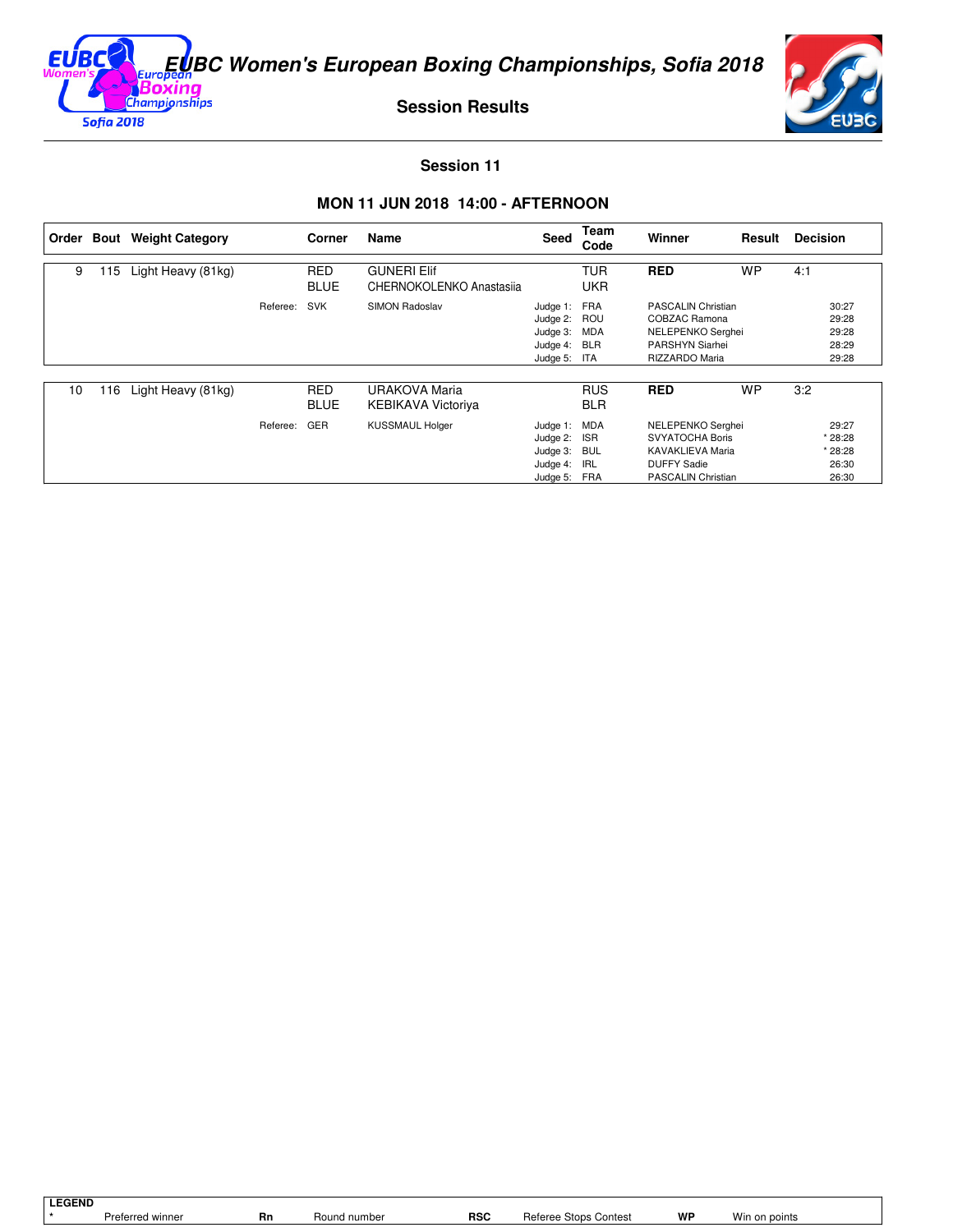# EUBC Women's European Boxing Championships, Sofia 2018

## Session Results

### Session 11

### MON 11 JUN 2018 14:00 - AFTERNOON

| Order | Bout | Weight Category | | Corner | Name | Seed | Team Code | Winner | Result | Decision |
|---|---|---|---|---|---|---|---|---|---|---|
| 9 | 115 | Light Heavy (81kg) | | RED | GUNERI Elif | | TUR | **RED** | WP | 4:1 |
| | | | | BLUE | CHERNOKOLENKO Anastasiia | | UKR | | | |
| | | | Referee: | SVK | SIMON Radoslav | Judge 1: | FRA | PASCALIN Christian | | 30:27 |
| | | | | | | Judge 2: | ROU | COBZAC Ramona | | 29:28 |
| | | | | | | Judge 3: | MDA | NELEPENKO Serghei | | 29:28 |
| | | | | | | Judge 4: | BLR | PARSHYN Siarhei | | 28:29 |
| | | | | | | Judge 5: | ITA | RIZZARDO Maria | | 29:28 |
| 10 | 116 | Light Heavy (81kg) | | RED | URAKOVA Maria | | RUS | **RED** | WP | 3:2 |
| | | | | BLUE | KEBIKAVA Victoriya | | BLR | | | |
| | | | Referee: | GER | KUSSMAUL Holger | Judge 1: | MDA | NELEPENKO Serghei | | 29:27 |
| | | | | | | Judge 2: | ISR | SVYATOCHA Boris | | * 28:28 |
| | | | | | | Judge 3: | BUL | KAVAKLIEVA Maria | | * 28:28 |
| | | | | | | Judge 4: | IRL | DUFFY Sadie | | 26:30 |
| | | | | | | Judge 5: | FRA | PASCALIN Christian | | 26:30 |

**LEGEND**

| | | | | | | | |
|---|---|---|---|---|---|---|---|
| * | Preferred winner | **Rn** | Round number | **RSC** | Referee Stops Contest | **WP** | Win on points |